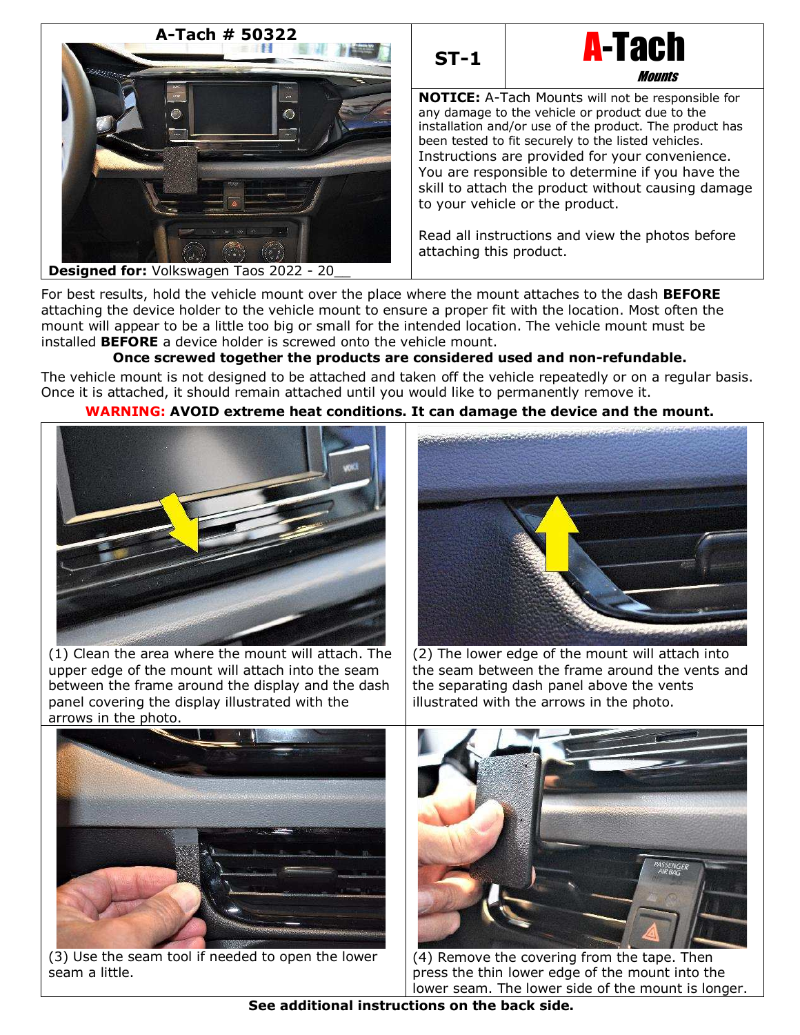**A-Tach # 50322**

**Designed for:** Volkswagen Taos 2022 - 20__

**ST-1**

**A-Tach** *Mounts*

**NOTICE:** A-Tach Mounts will not be responsible for any damage to the vehicle or product due to the installation and/or use of the product. The product has been tested to fit securely to the listed vehicles. Instructions are provided for your convenience. You are responsible to determine if you have the skill to attach the product without causing damage to your vehicle or the product.

Read all instructions and view the photos before attaching this product.

For best results, hold the vehicle mount over the place where the mount attaches to the dash **BEFORE** attaching the device holder to the vehicle mount to ensure a proper fit with the location. Most often the mount will appear to be a little too big or small for the intended location. The vehicle mount must be installed **BEFORE** a device holder is screwed onto the vehicle mount.

**Once screwed together the products are considered used and non-refundable.**

The vehicle mount is not designed to be attached and taken off the vehicle repeatedly or on a regular basis. Once it is attached, it should remain attached until you would like to permanently remove it.

**WARNING: AVOID extreme heat conditions. It can damage the device and the mount.**

(1) Clean the area where the mount will attach. The upper edge of the mount will attach into the seam between the frame around the display and the dash panel covering the display illustrated with the arrows in the photo.

(2) The lower edge of the mount will attach into the seam between the frame around the vents and the separating dash panel above the vents illustrated with the arrows in the photo.

(3) Use the seam tool if needed to open the lower seam a little.

(4) Remove the covering from the tape. Then press the thin lower edge of the mount into the lower seam. The lower side of the mount is longer.

**See additional instructions on the back side.**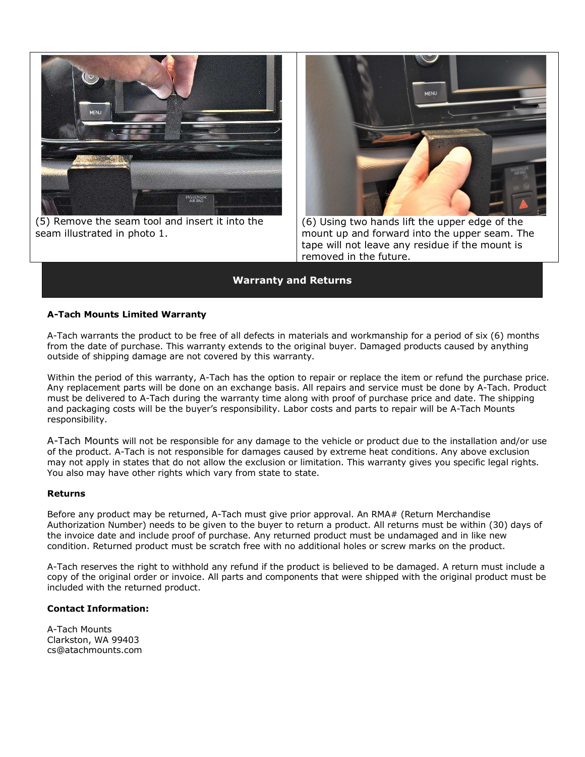(5) Remove the seam tool and insert it into the seam illustrated in photo 1.

(6) Using two hands lift the upper edge of the mount up and forward into the upper seam. The tape will not leave any residue if the mount is removed in the future.

## Warranty and Returns

**A-Tach Mounts Limited Warranty**

A-Tach warrants the product to be free of all defects in materials and workmanship for a period of six (6) months from the date of purchase. This warranty extends to the original buyer. Damaged products caused by anything outside of shipping damage are not covered by this warranty.

Within the period of this warranty, A-Tach has the option to repair or replace the item or refund the purchase price. Any replacement parts will be done on an exchange basis. All repairs and service must be done by A-Tach. Product must be delivered to A-Tach during the warranty time along with proof of purchase price and date. The shipping and packaging costs will be the buyer's responsibility. Labor costs and parts to repair will be A-Tach Mounts responsibility.

A-Tach Mounts will not be responsible for any damage to the vehicle or product due to the installation and/or use of the product. A-Tach is not responsible for damages caused by extreme heat conditions. Any above exclusion may not apply in states that do not allow the exclusion or limitation. This warranty gives you specific legal rights. You also may have other rights which vary from state to state.

**Returns**

Before any product may be returned, A-Tach must give prior approval. An RMA# (Return Merchandise Authorization Number) needs to be given to the buyer to return a product. All returns must be within (30) days of the invoice date and include proof of purchase. Any returned product must be undamaged and in like new condition. Returned product must be scratch free with no additional holes or screw marks on the product.

A-Tach reserves the right to withhold any refund if the product is believed to be damaged. A return must include a copy of the original order or invoice. All parts and components that were shipped with the original product must be included with the returned product.

**Contact Information:**

A-Tach Mounts
Clarkston, WA 99403
cs@atachmounts.com